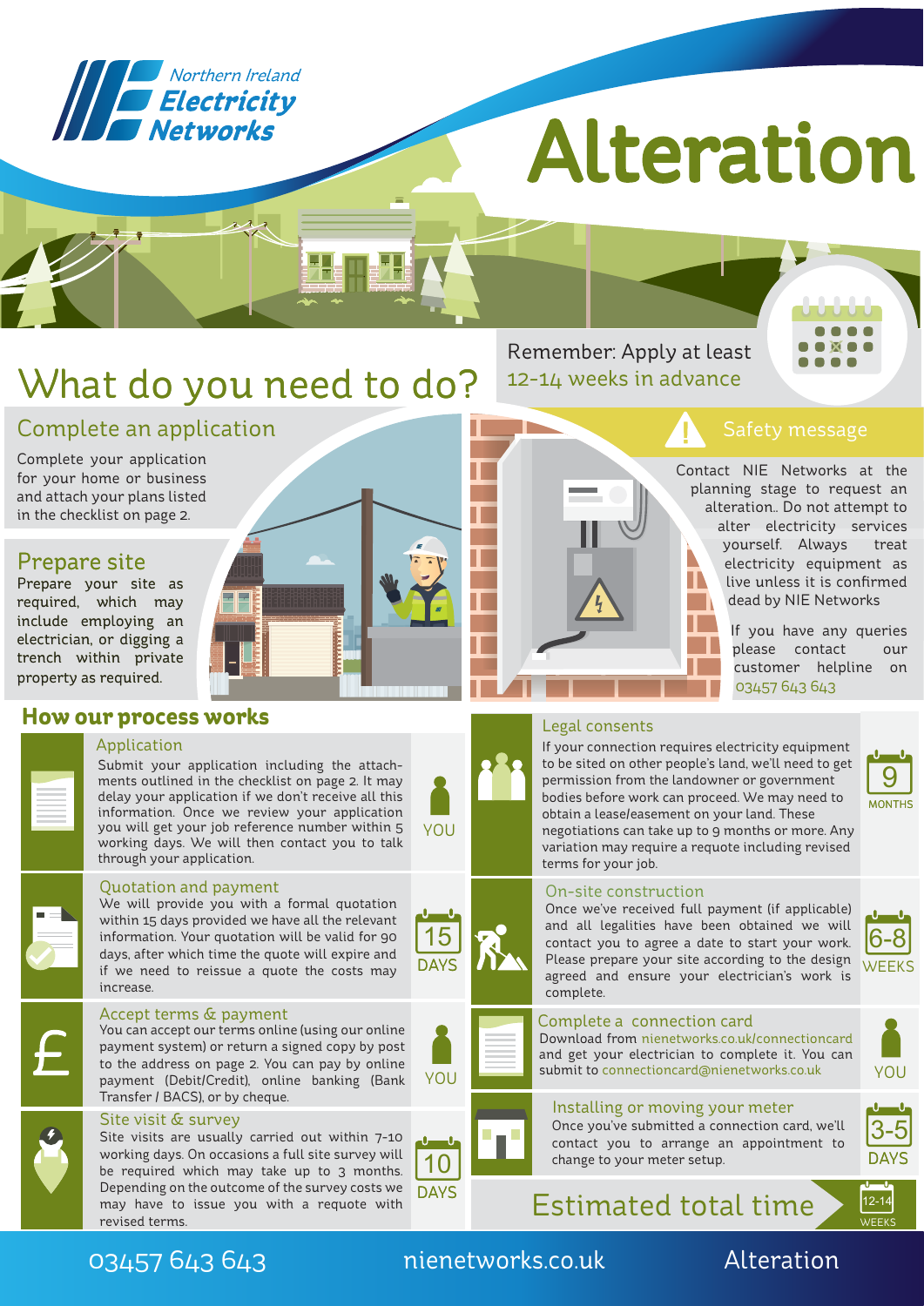Northern Ireland Electricity Networks

# Alteration

## What do you need to do?

Remember: Apply at least 12-14 weeks in advance

### Complete an application

Complete your application for your home or business and attach your plans listed in the checklist on page 2.

### Prepare site

Prepare your site as required, which may include employing an electrician, or digging a trench within private property as required.

### Safety message

Contact NIE Networks at the planning stage to request an alteration.. Do not attempt to alter electricity services yourself. Always treat electricity equipment as live unless it is confirmed dead by NIE Networks

If you have any queries please contact our customer helpline on 03457 643 643

## How our process works

### Application

Submit your application including the attachments outlined in the checklist on page 2. It may delay your application if we don't receive all this information. Once we review your application you will get your job reference number within 5 working days. We will then contact you to talk through your application.

YOU

### Quotation and payment

We will provide you with a formal quotation within 15 days provided we have all the relevant information. Your quotation will be valid for 90 days, after which time the quote will expire and if we need to reissue a quote the costs may increase.

15 DAYS

### Accept terms & payment

You can accept our terms online (using our online payment system) or return a signed copy by post to the address on page 2. You can pay by online payment (Debit/Credit), online banking (Bank Transfer / BACS), or by cheque.

YOU

### Site visit & survey

Site visits are usually carried out within 7-10 working days. On occasions a full site survey will be required which may take up to 3 months. Depending on the outcome of the survey costs we may have to issue you with a requote with revised terms.

10 DAYS

### Legal consents

If your connection requires electricity equipment to be sited on other people's land, we'll need to get permission from the landowner or government bodies before work can proceed. We may need to obtain a lease/easement on your land. These negotiations can take up to 9 months or more. Any variation may require a requote including revised terms for your job.

9 MONTHS

### On-site construction

Once we've received full payment (if applicable) and all legalities have been obtained we will contact you to agree a date to start your work. Please prepare your site according to the design agreed and ensure your electrician's work is complete.

6-8 WEEKS

### Complete a connection card

Download from nienetworks.co.uk/connectioncard and get your electrician to complete it. You can submit to connectioncard@nienetworks.co.uk

YOU

### Installing or moving your meter

Once you've submitted a connection card, we'll contact you to arrange an appointment to change to your meter setup.

3-5 DAYS

### Estimated total time

12-14 WEEKS

03457 643 643 | nienetworks.co.uk | Alteration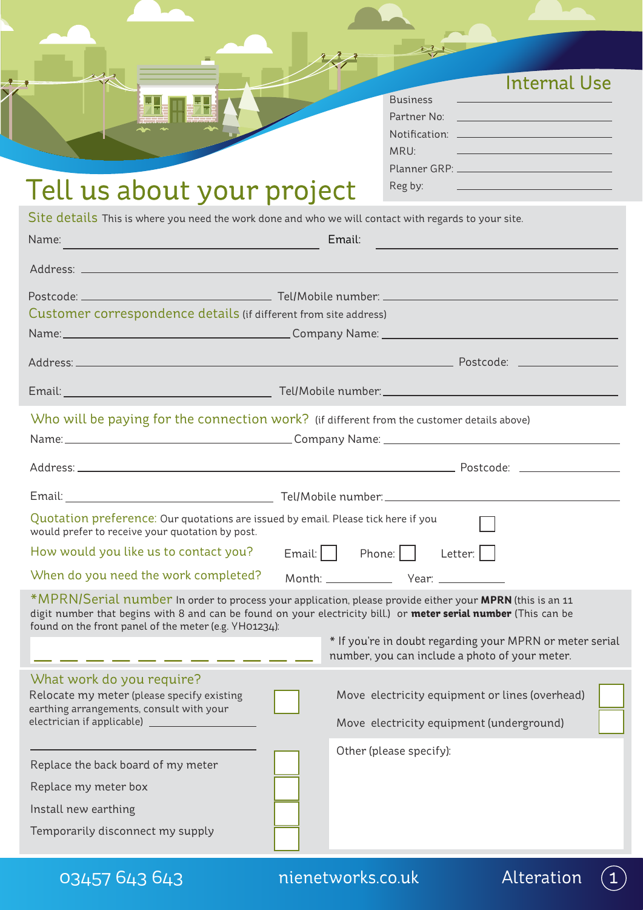## Internal Use

Business \_\_\_\_\_\_\_\_\_\_

Partner No: \_\_\_\_\_\_\_\_\_\_

Notification: \_\_\_\_\_\_\_\_\_\_

MRU: \_\_\_\_\_\_\_\_\_\_

Planner GRP: \_\_\_\_\_\_\_\_\_\_

Reg by: \_\_\_\_\_\_\_\_\_\_

# Tell us about your project

## Site details

This is where you need the work done and who we will contact with regards to your site.

Name: \_\_\_\_\_\_\_\_\_\_ Email: \_\_\_\_\_\_\_\_\_\_

Address: \_\_\_\_\_\_\_\_\_\_

Postcode: \_\_\_\_\_\_\_\_\_\_ Tel/Mobile number: \_\_\_\_\_\_\_\_\_\_

## Customer correspondence details (if different from site address)

Name: \_\_\_\_\_\_\_\_\_\_ Company Name: \_\_\_\_\_\_\_\_\_\_

Address: \_\_\_\_\_\_\_\_\_\_ Postcode: \_\_\_\_\_\_\_\_\_\_

Email: \_\_\_\_\_\_\_\_\_\_ Tel/Mobile number: \_\_\_\_\_\_\_\_\_\_

## Who will be paying for the connection work? (if different from the customer details above)

Name: \_\_\_\_\_\_\_\_\_\_ Company Name: \_\_\_\_\_\_\_\_\_\_

Address: \_\_\_\_\_\_\_\_\_\_ Postcode: \_\_\_\_\_\_\_\_\_\_

Email: \_\_\_\_\_\_\_\_\_\_ Tel/Mobile number: \_\_\_\_\_\_\_\_\_\_

**Quotation preference:** Our quotations are issued by email. Please tick here if you would prefer to receive your quotation by post. ☐

**How would you like us to contact you?** Email: ☐ Phone: ☐ Letter: ☐

**When do you need the work completed?** Month: \_\_\_\_\_\_\_\_\_\_ Year: \_\_\_\_\_\_\_\_\_\_

## *MPRN/Serial number

In order to process your application, please provide either your **MPRN** (this is an 11 digit number that begins with 8 and can be found on your electricity bill.) or **meter serial number** (This can be found on the front panel of the meter (e.g. YH01234):

\_ \_ \_ \_ \_ \_ \_ \_ \_ \_ \_

* If you're in doubt regarding your MPRN or meter serial number, you can include a photo of your meter.

## What work do you require?

- Relocate my meter (please specify existing earthing arrangements, consult with your electrician if applicable) \_\_\_\_\_\_\_\_\_\_ ☐
- Replace the back board of my meter ☐
- Replace my meter box ☐
- Install new earthing ☐
- Temporarily disconnect my supply ☐
- Move electricity equipment or lines (overhead) ☐
- Move electricity equipment (underground) ☐
- Other (please specify):

03457 643 643 nienetworks.co.uk Alteration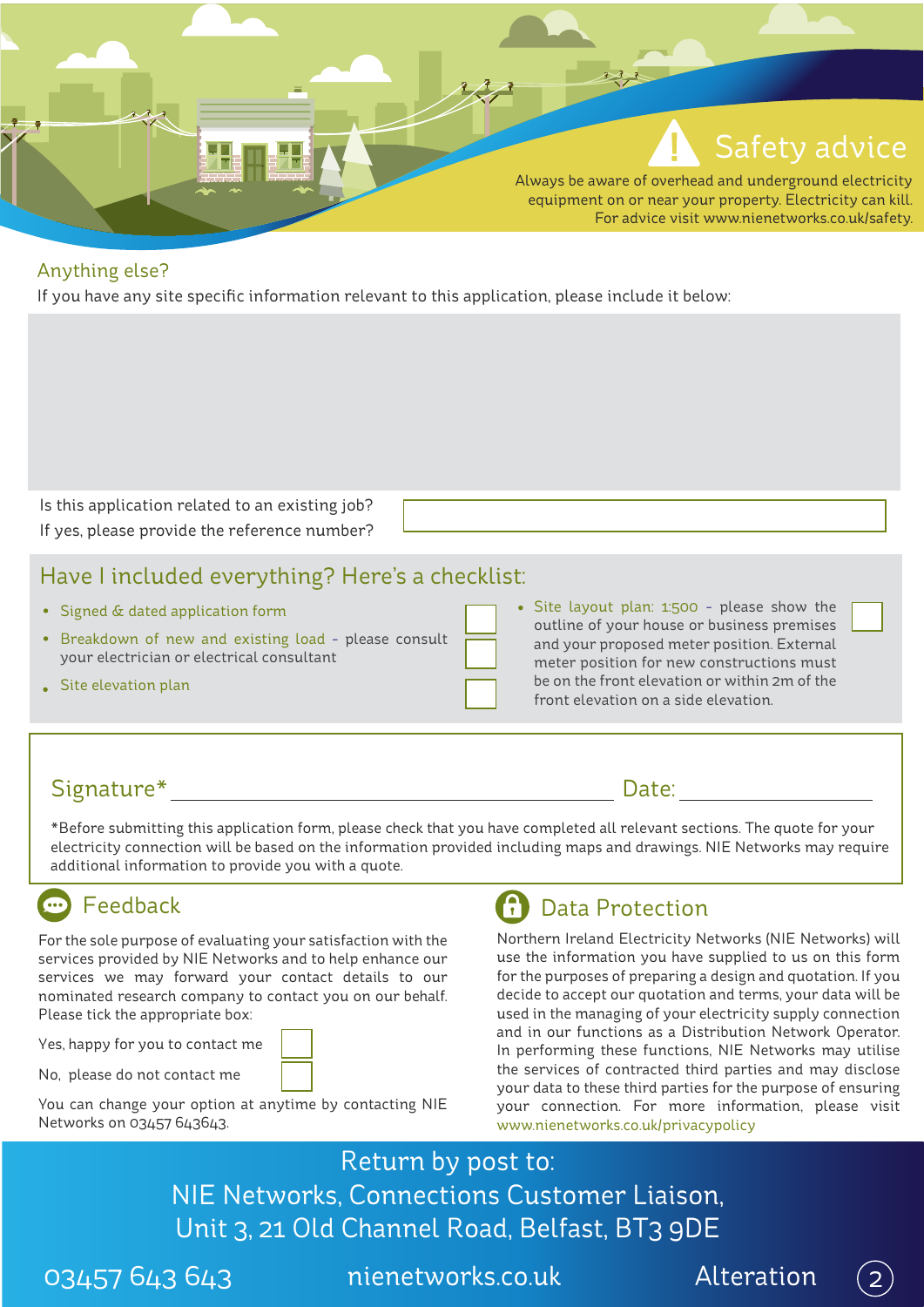## Safety advice

Always be aware of overhead and underground electricity equipment on or near your property. Electricity can kill. For advice visit www.nienetworks.co.uk/safety.

### Anything else?

If you have any site specific information relevant to this application, please include it below:

Is this application related to an existing job?
If yes, please provide the reference number?

### Have I included everything? Here's a checklist:

- Signed & dated application form ☐
- Breakdown of new and existing load - please consult your electrician or electrical consultant ☐
- Site elevation plan ☐
- Site layout plan: 1:500 - please show the outline of your house or business premises and your proposed meter position. External meter position for new constructions must be on the front elevation or within 2m of the front elevation on a side elevation. ☐

Signature* ____________________ Date: ____________

*Before submitting this application form, please check that you have completed all relevant sections. The quote for your electricity connection will be based on the information provided including maps and drawings. NIE Networks may require additional information to provide you with a quote.

### Feedback

For the sole purpose of evaluating your satisfaction with the services provided by NIE Networks and to help enhance our services we may forward your contact details to our nominated research company to contact you on our behalf. Please tick the appropriate box:

Yes, happy for you to contact me ☐

No, please do not contact me ☐

You can change your option at anytime by contacting NIE Networks on 03457 643643.

### Data Protection

Northern Ireland Electricity Networks (NIE Networks) will use the information you have supplied to us on this form for the purposes of preparing a design and quotation. If you decide to accept our quotation and terms, your data will be used in the managing of your electricity supply connection and in our functions as a Distribution Network Operator. In performing these functions, NIE Networks may utilise the services of contracted third parties and may disclose your data to these third parties for the purpose of ensuring your connection. For more information, please visit www.nienetworks.co.uk/privacypolicy

**Return by post to:**
**NIE Networks, Connections Customer Liaison,**
**Unit 3, 21 Old Channel Road, Belfast, BT3 9DE**

03457 643 643 nienetworks.co.uk Alteration